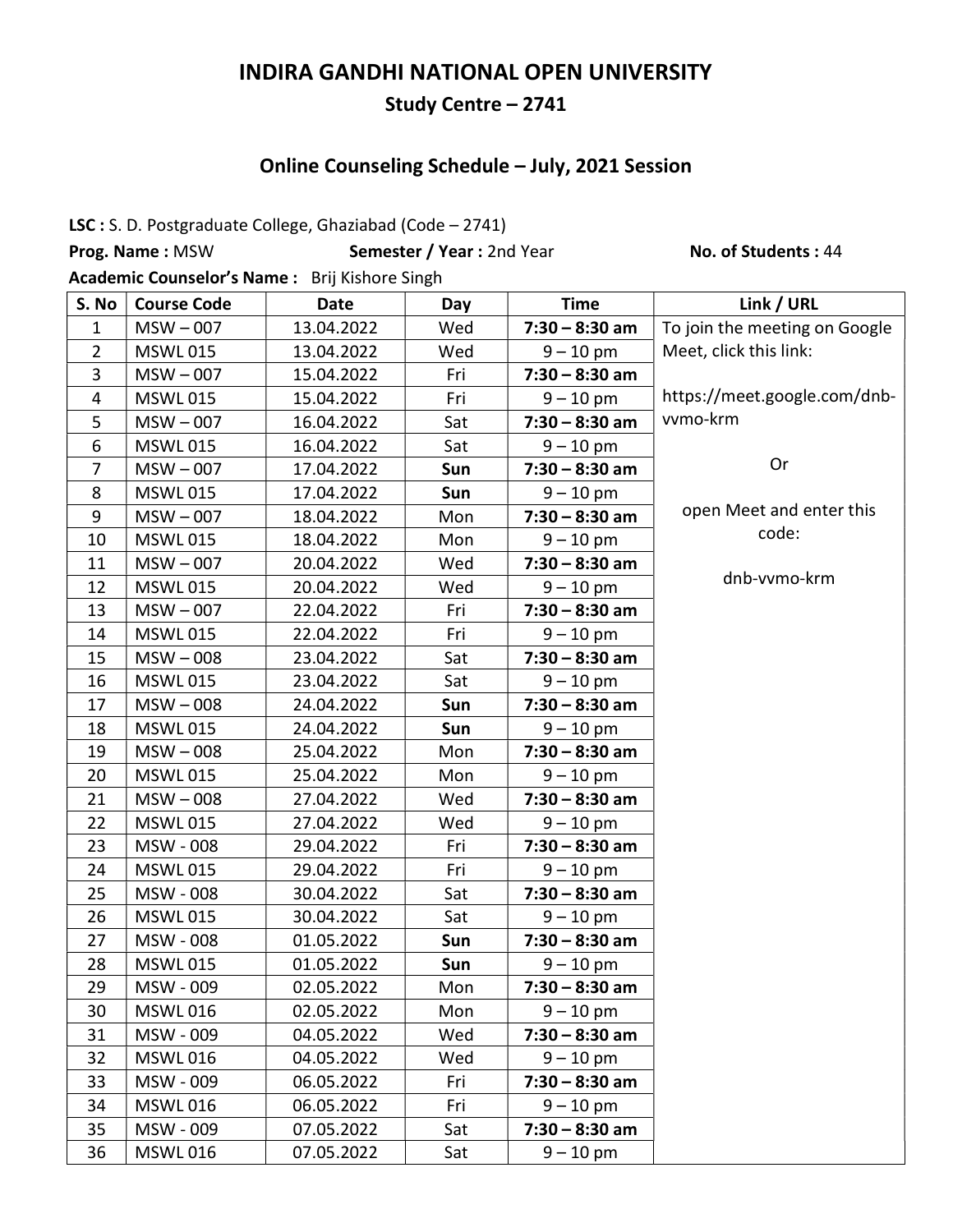# INDIRA GANDHI NATIONAL OPEN UNIVERSITY

## Study Centre – 2741

### Online Counseling Schedule – July, 2021 Session

**LSC :** S. D. Postgraduate College, Ghaziabad (Code – 2741)

**Prog. Name :** MSW **Semester / Year :** 2nd Year **No. of Students :** 44

**Academic Counselor's Name :** Brij Kishore Singh

| S. No | Course Code | Date | Day | Time | Link / URL |
|---|---|---|---|---|---|
| 1 | MSW – 007 | 13.04.2022 | Wed | **7:30 – 8:30 am** | To join the meeting on Google Meet, click this link: https://meet.google.com/dnb-vvmo-krm Or open Meet and enter this code: dnb-vvmo-krm |
| 2 | MSWL 015 | 13.04.2022 | Wed | 9 – 10 pm | |
| 3 | MSW – 007 | 15.04.2022 | Fri | **7:30 – 8:30 am** | |
| 4 | MSWL 015 | 15.04.2022 | Fri | 9 – 10 pm | |
| 5 | MSW – 007 | 16.04.2022 | Sat | **7:30 – 8:30 am** | |
| 6 | MSWL 015 | 16.04.2022 | Sat | 9 – 10 pm | |
| 7 | MSW – 007 | 17.04.2022 | **Sun** | **7:30 – 8:30 am** | |
| 8 | MSWL 015 | 17.04.2022 | **Sun** | 9 – 10 pm | |
| 9 | MSW – 007 | 18.04.2022 | Mon | **7:30 – 8:30 am** | |
| 10 | MSWL 015 | 18.04.2022 | Mon | 9 – 10 pm | |
| 11 | MSW – 007 | 20.04.2022 | Wed | **7:30 – 8:30 am** | |
| 12 | MSWL 015 | 20.04.2022 | Wed | 9 – 10 pm | |
| 13 | MSW – 007 | 22.04.2022 | Fri | **7:30 – 8:30 am** | |
| 14 | MSWL 015 | 22.04.2022 | Fri | 9 – 10 pm | |
| 15 | MSW – 008 | 23.04.2022 | Sat | **7:30 – 8:30 am** | |
| 16 | MSWL 015 | 23.04.2022 | Sat | 9 – 10 pm | |
| 17 | MSW – 008 | 24.04.2022 | **Sun** | **7:30 – 8:30 am** | |
| 18 | MSWL 015 | 24.04.2022 | **Sun** | 9 – 10 pm | |
| 19 | MSW – 008 | 25.04.2022 | Mon | **7:30 – 8:30 am** | |
| 20 | MSWL 015 | 25.04.2022 | Mon | 9 – 10 pm | |
| 21 | MSW – 008 | 27.04.2022 | Wed | **7:30 – 8:30 am** | |
| 22 | MSWL 015 | 27.04.2022 | Wed | 9 – 10 pm | |
| 23 | MSW - 008 | 29.04.2022 | Fri | **7:30 – 8:30 am** | |
| 24 | MSWL 015 | 29.04.2022 | Fri | 9 – 10 pm | |
| 25 | MSW - 008 | 30.04.2022 | Sat | **7:30 – 8:30 am** | |
| 26 | MSWL 015 | 30.04.2022 | Sat | 9 – 10 pm | |
| 27 | MSW - 008 | 01.05.2022 | **Sun** | **7:30 – 8:30 am** | |
| 28 | MSWL 015 | 01.05.2022 | **Sun** | 9 – 10 pm | |
| 29 | MSW - 009 | 02.05.2022 | Mon | **7:30 – 8:30 am** | |
| 30 | MSWL 016 | 02.05.2022 | Mon | 9 – 10 pm | |
| 31 | MSW - 009 | 04.05.2022 | Wed | **7:30 – 8:30 am** | |
| 32 | MSWL 016 | 04.05.2022 | Wed | 9 – 10 pm | |
| 33 | MSW - 009 | 06.05.2022 | Fri | **7:30 – 8:30 am** | |
| 34 | MSWL 016 | 06.05.2022 | Fri | 9 – 10 pm | |
| 35 | MSW - 009 | 07.05.2022 | Sat | **7:30 – 8:30 am** | |
| 36 | MSWL 016 | 07.05.2022 | Sat | 9 – 10 pm | |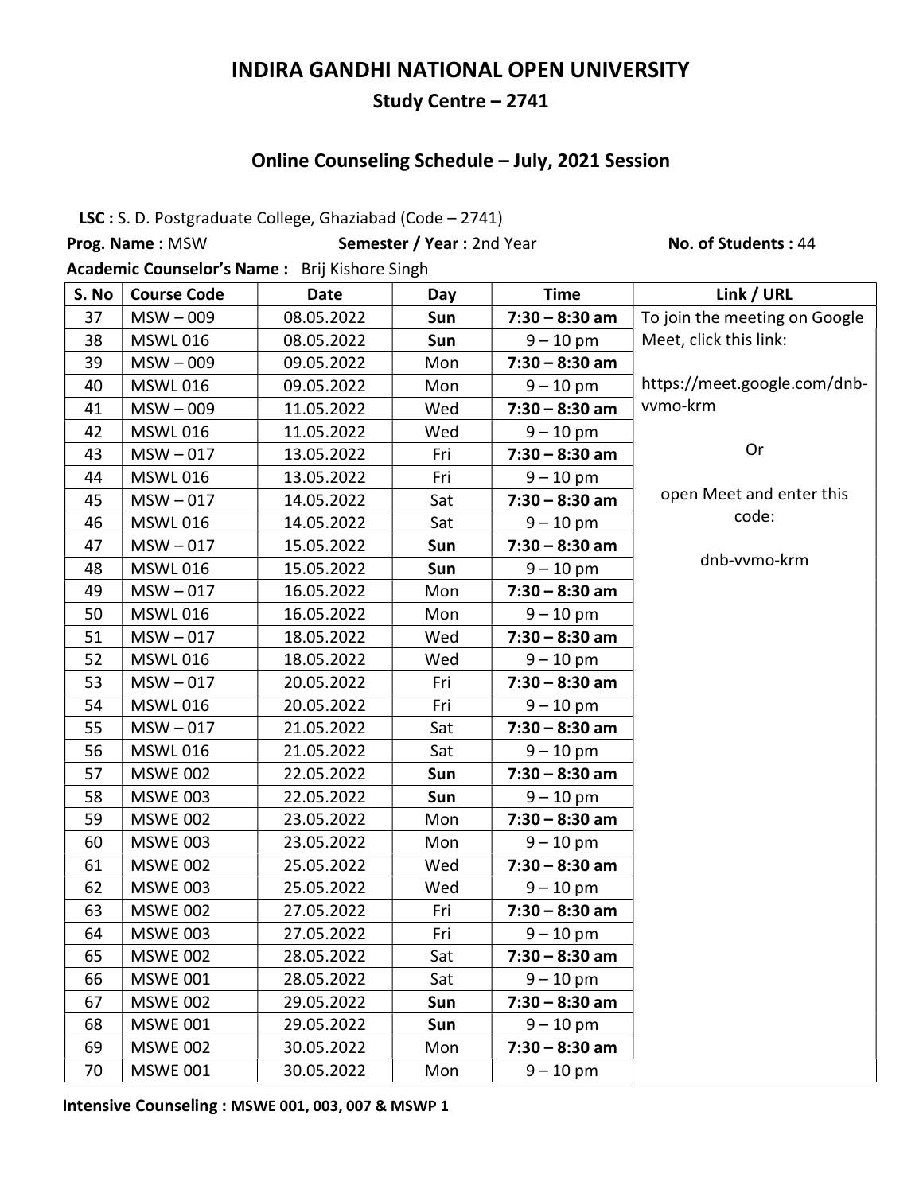# INDIRA GANDHI NATIONAL OPEN UNIVERSITY

## Study Centre – 2741

### Online Counseling Schedule – July, 2021 Session

**LSC :** S. D. Postgraduate College, Ghaziabad (Code – 2741)

**Prog. Name :** MSW **Semester / Year :** 2nd Year **No. of Students :** 44

**Academic Counselor's Name :** Brij Kishore Singh

| S. No | Course Code | Date | Day | Time | Link / URL |
|---|---|---|---|---|---|
| 37 | MSW – 009 | 08.05.2022 | **Sun** | **7:30 – 8:30 am** | To join the meeting on Google Meet, click this link: https://meet.google.com/dnb-vvmo-krm Or open Meet and enter this code: dnb-vvmo-krm |
| 38 | MSWL 016 | 08.05.2022 | **Sun** | 9 – 10 pm | |
| 39 | MSW – 009 | 09.05.2022 | Mon | **7:30 – 8:30 am** | |
| 40 | MSWL 016 | 09.05.2022 | Mon | 9 – 10 pm | |
| 41 | MSW – 009 | 11.05.2022 | Wed | **7:30 – 8:30 am** | |
| 42 | MSWL 016 | 11.05.2022 | Wed | 9 – 10 pm | |
| 43 | MSW – 017 | 13.05.2022 | Fri | **7:30 – 8:30 am** | |
| 44 | MSWL 016 | 13.05.2022 | Fri | 9 – 10 pm | |
| 45 | MSW – 017 | 14.05.2022 | Sat | **7:30 – 8:30 am** | |
| 46 | MSWL 016 | 14.05.2022 | Sat | 9 – 10 pm | |
| 47 | MSW – 017 | 15.05.2022 | **Sun** | **7:30 – 8:30 am** | |
| 48 | MSWL 016 | 15.05.2022 | **Sun** | 9 – 10 pm | |
| 49 | MSW – 017 | 16.05.2022 | Mon | **7:30 – 8:30 am** | |
| 50 | MSWL 016 | 16.05.2022 | Mon | 9 – 10 pm | |
| 51 | MSW – 017 | 18.05.2022 | Wed | **7:30 – 8:30 am** | |
| 52 | MSWL 016 | 18.05.2022 | Wed | 9 – 10 pm | |
| 53 | MSW – 017 | 20.05.2022 | Fri | **7:30 – 8:30 am** | |
| 54 | MSWL 016 | 20.05.2022 | Fri | 9 – 10 pm | |
| 55 | MSW – 017 | 21.05.2022 | Sat | **7:30 – 8:30 am** | |
| 56 | MSWL 016 | 21.05.2022 | Sat | 9 – 10 pm | |
| 57 | MSWE 002 | 22.05.2022 | **Sun** | **7:30 – 8:30 am** | |
| 58 | MSWE 003 | 22.05.2022 | **Sun** | 9 – 10 pm | |
| 59 | MSWE 002 | 23.05.2022 | Mon | **7:30 – 8:30 am** | |
| 60 | MSWE 003 | 23.05.2022 | Mon | 9 – 10 pm | |
| 61 | MSWE 002 | 25.05.2022 | Wed | **7:30 – 8:30 am** | |
| 62 | MSWE 003 | 25.05.2022 | Wed | 9 – 10 pm | |
| 63 | MSWE 002 | 27.05.2022 | Fri | **7:30 – 8:30 am** | |
| 64 | MSWE 003 | 27.05.2022 | Fri | 9 – 10 pm | |
| 65 | MSWE 002 | 28.05.2022 | Sat | **7:30 – 8:30 am** | |
| 66 | MSWE 001 | 28.05.2022 | Sat | 9 – 10 pm | |
| 67 | MSWE 002 | 29.05.2022 | **Sun** | **7:30 – 8:30 am** | |
| 68 | MSWE 001 | 29.05.2022 | **Sun** | 9 – 10 pm | |
| 69 | MSWE 002 | 30.05.2022 | Mon | **7:30 – 8:30 am** | |
| 70 | MSWE 001 | 30.05.2022 | Mon | 9 – 10 pm | |

**Intensive Counseling : MSWE 001, 003, 007 & MSWP 1**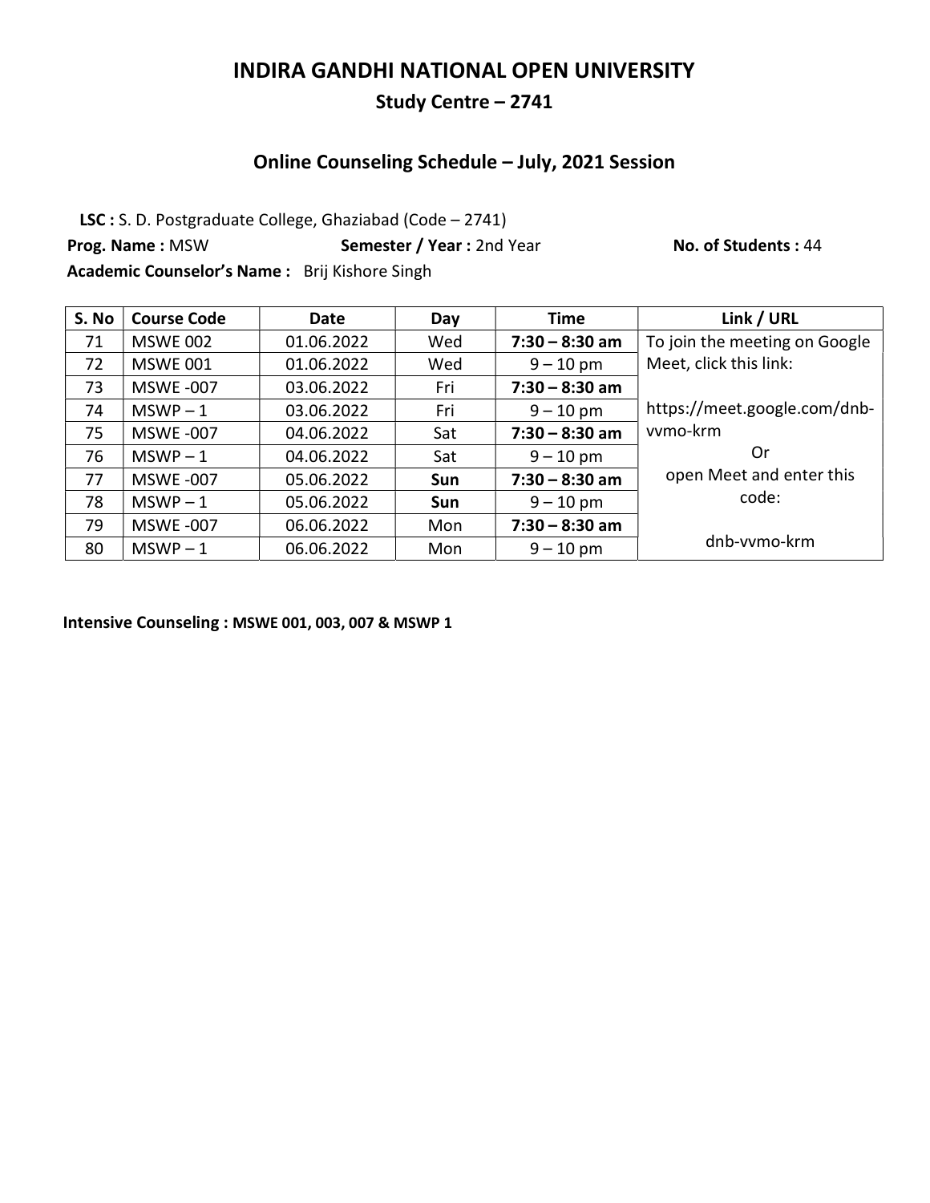# INDIRA GANDHI NATIONAL OPEN UNIVERSITY

## Study Centre – 2741

### Online Counseling Schedule – July, 2021 Session

**LSC :** S. D. Postgraduate College, Ghaziabad (Code – 2741)

**Prog. Name :** MSW **Semester / Year :** 2nd Year **No. of Students :** 44

**Academic Counselor's Name :** Brij Kishore Singh

| S. No | Course Code | Date | Day | Time | Link / URL |
|---|---|---|---|---|---|
| 71 | MSWE 002 | 01.06.2022 | Wed | **7:30 – 8:30 am** | To join the meeting on Google Meet, click this link: https://meet.google.com/dnb-vvmo-krm Or open Meet and enter this code: dnb-vvmo-krm |
| 72 | MSWE 001 | 01.06.2022 | Wed | 9 – 10 pm | |
| 73 | MSWE -007 | 03.06.2022 | Fri | **7:30 – 8:30 am** | |
| 74 | MSWP – 1 | 03.06.2022 | Fri | 9 – 10 pm | |
| 75 | MSWE -007 | 04.06.2022 | Sat | **7:30 – 8:30 am** | |
| 76 | MSWP – 1 | 04.06.2022 | Sat | 9 – 10 pm | |
| 77 | MSWE -007 | 05.06.2022 | **Sun** | **7:30 – 8:30 am** | |
| 78 | MSWP – 1 | 05.06.2022 | **Sun** | 9 – 10 pm | |
| 79 | MSWE -007 | 06.06.2022 | Mon | **7:30 – 8:30 am** | |
| 80 | MSWP – 1 | 06.06.2022 | Mon | 9 – 10 pm | |

**Intensive Counseling : MSWE 001, 003, 007 & MSWP 1**